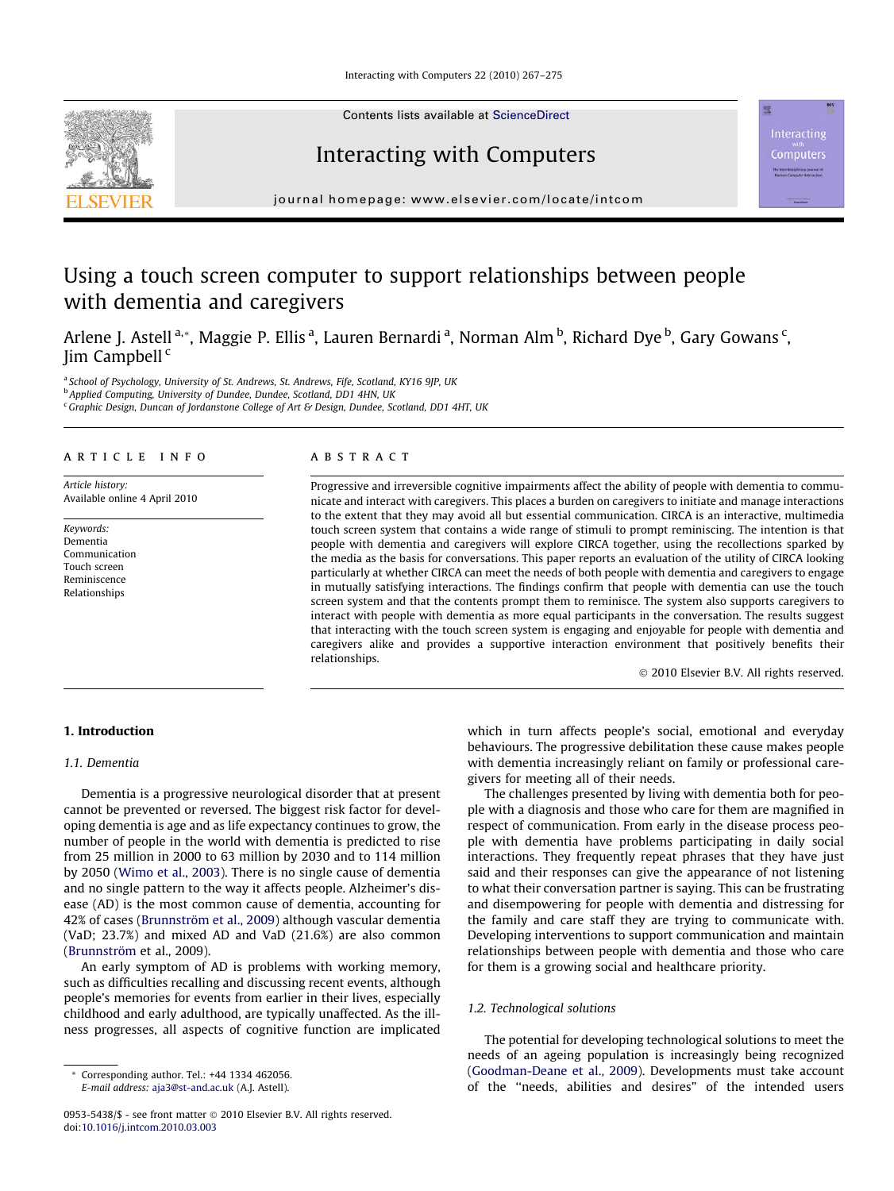# Using a touch screen computer to support relationships between people with dementia and caregivers

Arlene J. Astell [a,*], Maggie P. Ellis [a], Lauren Bernardi [a], Norman Alm [b], Richard Dye [b], Gary Gowans [c], Jim Campbell [c]

[a] School of Psychology, University of St. Andrews, St. Andrews, Fife, Scotland, KY16 9JP, UK
[b] Applied Computing, University of Dundee, Dundee, Scotland, DD1 4HN, UK
[c] Graphic Design, Duncan of Jordanstone College of Art & Design, Dundee, Scotland, DD1 4HT, UK

## ARTICLE INFO

*Article history:*
Available online 4 April 2010

*Keywords:*
Dementia
Communication
Touch screen
Reminiscence
Relationships

## ABSTRACT

Progressive and irreversible cognitive impairments affect the ability of people with dementia to communicate and interact with caregivers. This places a burden on caregivers to initiate and manage interactions to the extent that they may avoid all but essential communication. CIRCA is an interactive, multimedia touch screen system that contains a wide range of stimuli to prompt reminiscing. The intention is that people with dementia and caregivers will explore CIRCA together, using the recollections sparked by the media as the basis for conversations. This paper reports an evaluation of the utility of CIRCA looking particularly at whether CIRCA can meet the needs of both people with dementia and caregivers to engage in mutually satisfying interactions. The findings confirm that people with dementia can use the touch screen system and that the contents prompt them to reminisce. The system also supports caregivers to interact with people with dementia as more equal participants in the conversation. The results suggest that interacting with the touch screen system is engaging and enjoyable for people with dementia and caregivers alike and provides a supportive interaction environment that positively benefits their relationships.

© 2010 Elsevier B.V. All rights reserved.

## 1. Introduction

### 1.1. Dementia

Dementia is a progressive neurological disorder that at present cannot be prevented or reversed. The biggest risk factor for developing dementia is age and as life expectancy continues to grow, the number of people in the world with dementia is predicted to rise from 25 million in 2000 to 63 million by 2030 and to 114 million by 2050 (Wimo et al., 2003). There is no single cause of dementia and no single pattern to the way it affects people. Alzheimer's disease (AD) is the most common cause of dementia, accounting for 42% of cases (Brunnström et al., 2009) although vascular dementia (VaD; 23.7%) and mixed AD and VaD (21.6%) are also common (Brunnström et al., 2009).

An early symptom of AD is problems with working memory, such as difficulties recalling and discussing recent events, although people's memories for events from earlier in their lives, especially childhood and early adulthood, are typically unaffected. As the illness progresses, all aspects of cognitive function are implicated which in turn affects people's social, emotional and everyday behaviours. The progressive debilitation these cause makes people with dementia increasingly reliant on family or professional caregivers for meeting all of their needs.

The challenges presented by living with dementia both for people with a diagnosis and those who care for them are magnified in respect of communication. From early in the disease process people with dementia have problems participating in daily social interactions. They frequently repeat phrases that they have just said and their responses can give the appearance of not listening to what their conversation partner is saying. This can be frustrating and disempowering for people with dementia and distressing for the family and care staff they are trying to communicate with. Developing interventions to support communication and maintain relationships between people with dementia and those who care for them is a growing social and healthcare priority.

### 1.2. Technological solutions

The potential for developing technological solutions to meet the needs of an ageing population is increasingly being recognized (Goodman-Deane et al., 2009). Developments must take account of the "needs, abilities and desires" of the intended users

* Corresponding author. Tel.: +44 1334 462056.
E-mail address: aja3@st-and.ac.uk (A.J. Astell).

0953-5438/$ - see front matter © 2010 Elsevier B.V. All rights reserved.
doi:10.1016/j.intcom.2010.03.003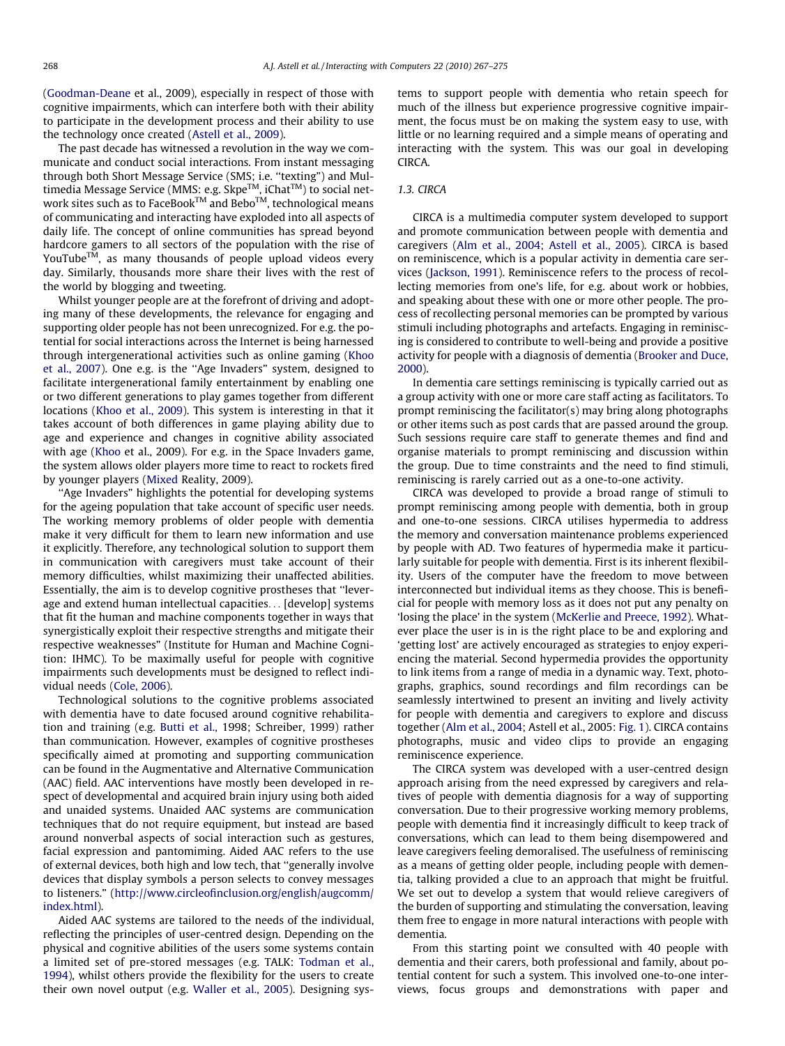(Goodman-Deane et al., 2009), especially in respect of those with cognitive impairments, which can interfere both with their ability to participate in the development process and their ability to use the technology once created (Astell et al., 2009).

The past decade has witnessed a revolution in the way we communicate and conduct social interactions. From instant messaging through both Short Message Service (SMS; i.e. ''texting'') and Multimedia Message Service (MMS: e.g. Skpe™, iChat™) to social network sites such as to FaceBook™ and Bebo™, technological means of communicating and interacting have exploded into all aspects of daily life. The concept of online communities has spread beyond hardcore gamers to all sectors of the population with the rise of YouTube™, as many thousands of people upload videos every day. Similarly, thousands more share their lives with the rest of the world by blogging and tweeting.

Whilst younger people are at the forefront of driving and adopting many of these developments, the relevance for engaging and supporting older people has not been unrecognized. For e.g. the potential for social interactions across the Internet is being harnessed through intergenerational activities such as online gaming (Khoo et al., 2007). One e.g. is the ''Age Invaders'' system, designed to facilitate intergenerational family entertainment by enabling one or two different generations to play games together from different locations (Khoo et al., 2009). This system is interesting in that it takes account of both differences in game playing ability due to age and experience and changes in cognitive ability associated with age (Khoo et al., 2009). For e.g. in the Space Invaders game, the system allows older players more time to react to rockets fired by younger players (Mixed Reality, 2009).

''Age Invaders'' highlights the potential for developing systems for the ageing population that take account of specific user needs. The working memory problems of older people with dementia make it very difficult for them to learn new information and use it explicitly. Therefore, any technological solution to support them in communication with caregivers must take account of their memory difficulties, whilst maximizing their unaffected abilities. Essentially, the aim is to develop cognitive prostheses that ''leverage and extend human intellectual capacities... [develop] systems that fit the human and machine components together in ways that synergistically exploit their respective strengths and mitigate their respective weaknesses'' (Institute for Human and Machine Cognition: IHMC). To be maximally useful for people with cognitive impairments such developments must be designed to reflect individual needs (Cole, 2006).

Technological solutions to the cognitive problems associated with dementia have to date focused around cognitive rehabilitation and training (e.g. Butti et al., 1998; Schreiber, 1999) rather than communication. However, examples of cognitive prostheses specifically aimed at promoting and supporting communication can be found in the Augmentative and Alternative Communication (AAC) field. AAC interventions have mostly been developed in respect of developmental and acquired brain injury using both aided and unaided systems. Unaided AAC systems are communication techniques that do not require equipment, but instead are based around nonverbal aspects of social interaction such as gestures, facial expression and pantomiming. Aided AAC refers to the use of external devices, both high and low tech, that ''generally involve devices that display symbols a person selects to convey messages to listeners.'' (http://www.circleofinclusion.org/english/augcomm/index.html).

Aided AAC systems are tailored to the needs of the individual, reflecting the principles of user-centred design. Depending on the physical and cognitive abilities of the users some systems contain a limited set of pre-stored messages (e.g. TALK: Todman et al., 1994), whilst others provide the flexibility for the users to create their own novel output (e.g. Waller et al., 2005). Designing systems to support people with dementia who retain speech for much of the illness but experience progressive cognitive impairment, the focus must be on making the system easy to use, with little or no learning required and a simple means of operating and interacting with the system. This was our goal in developing CIRCA.

### 1.3. CIRCA

CIRCA is a multimedia computer system developed to support and promote communication between people with dementia and caregivers (Alm et al., 2004; Astell et al., 2005). CIRCA is based on reminiscence, which is a popular activity in dementia care services (Jackson, 1991). Reminiscence refers to the process of recollecting memories from one's life, for e.g. about work or hobbies, and speaking about these with one or more other people. The process of recollecting personal memories can be prompted by various stimuli including photographs and artefacts. Engaging in reminiscing is considered to contribute to well-being and provide a positive activity for people with a diagnosis of dementia (Brooker and Duce, 2000).

In dementia care settings reminiscing is typically carried out as a group activity with one or more care staff acting as facilitators. To prompt reminiscing the facilitator(s) may bring along photographs or other items such as post cards that are passed around the group. Such sessions require care staff to generate themes and find and organise materials to prompt reminiscing and discussion within the group. Due to time constraints and the need to find stimuli, reminiscing is rarely carried out as a one-to-one activity.

CIRCA was developed to provide a broad range of stimuli to prompt reminiscing among people with dementia, both in group and one-to-one sessions. CIRCA utilises hypermedia to address the memory and conversation maintenance problems experienced by people with AD. Two features of hypermedia make it particularly suitable for people with dementia. First is its inherent flexibility. Users of the computer have the freedom to move between interconnected but individual items as they choose. This is beneficial for people with memory loss as it does not put any penalty on 'losing the place' in the system (McKerlie and Preece, 1992). Whatever place the user is in is the right place to be and exploring and 'getting lost' are actively encouraged as strategies to enjoy experiencing the material. Second hypermedia provides the opportunity to link items from a range of media in a dynamic way. Text, photographs, graphics, sound recordings and film recordings can be seamlessly intertwined to present an inviting and lively activity for people with dementia and caregivers to explore and discuss together (Alm et al., 2004; Astell et al., 2005: Fig. 1). CIRCA contains photographs, music and video clips to provide an engaging reminiscence experience.

The CIRCA system was developed with a user-centred design approach arising from the need expressed by caregivers and relatives of people with dementia diagnosis for a way of supporting conversation. Due to their progressive working memory problems, people with dementia find it increasingly difficult to keep track of conversations, which can lead to them being disempowered and leave caregivers feeling demoralised. The usefulness of reminiscing as a means of getting older people, including people with dementia, talking provided a clue to an approach that might be fruitful. We set out to develop a system that would relieve caregivers of the burden of supporting and stimulating the conversation, leaving them free to engage in more natural interactions with people with dementia.

From this starting point we consulted with 40 people with dementia and their carers, both professional and family, about potential content for such a system. This involved one-to-one interviews, focus groups and demonstrations with paper and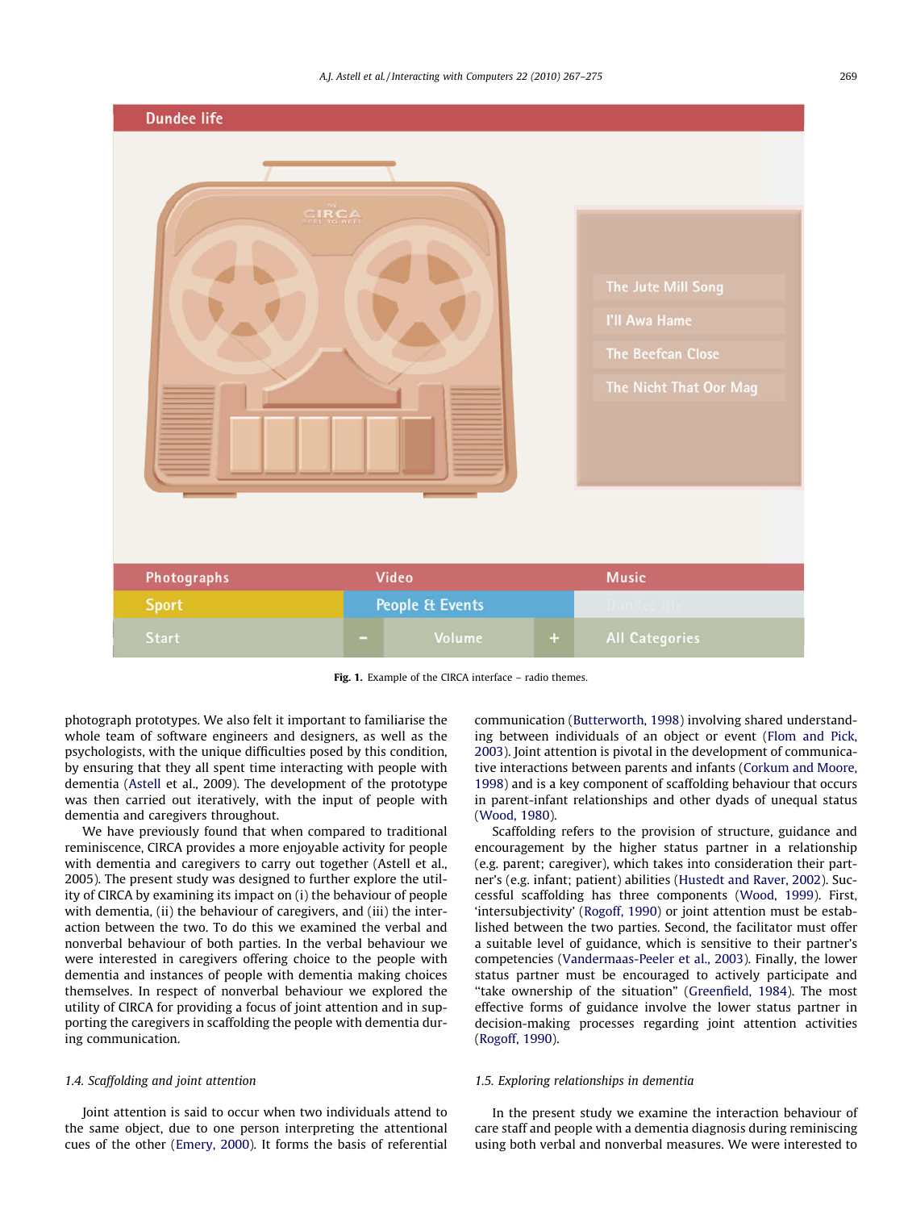Fig. 1. Example of the CIRCA interface – radio themes.

photograph prototypes. We also felt it important to familiarise the whole team of software engineers and designers, as well as the psychologists, with the unique difficulties posed by this condition, by ensuring that they all spent time interacting with people with dementia (Astell et al., 2009). The development of the prototype was then carried out iteratively, with the input of people with dementia and caregivers throughout.

We have previously found that when compared to traditional reminiscence, CIRCA provides a more enjoyable activity for people with dementia and caregivers to carry out together (Astell et al., 2005). The present study was designed to further explore the utility of CIRCA by examining its impact on (i) the behaviour of people with dementia, (ii) the behaviour of caregivers, and (iii) the interaction between the two. To do this we examined the verbal and nonverbal behaviour of both parties. In the verbal behaviour we were interested in caregivers offering choice to the people with dementia and instances of people with dementia making choices themselves. In respect of nonverbal behaviour we explored the utility of CIRCA for providing a focus of joint attention and in supporting the caregivers in scaffolding the people with dementia during communication.

### 1.4. Scaffolding and joint attention

Joint attention is said to occur when two individuals attend to the same object, due to one person interpreting the attentional cues of the other (Emery, 2000). It forms the basis of referential communication (Butterworth, 1998) involving shared understanding between individuals of an object or event (Flom and Pick, 2003). Joint attention is pivotal in the development of communicative interactions between parents and infants (Corkum and Moore, 1998) and is a key component of scaffolding behaviour that occurs in parent-infant relationships and other dyads of unequal status (Wood, 1980).

Scaffolding refers to the provision of structure, guidance and encouragement by the higher status partner in a relationship (e.g. parent; caregiver), which takes into consideration their partner's (e.g. infant; patient) abilities (Hustedt and Raver, 2002). Successful scaffolding has three components (Wood, 1999). First, 'intersubjectivity' (Rogoff, 1990) or joint attention must be established between the two parties. Second, the facilitator must offer a suitable level of guidance, which is sensitive to their partner's competencies (Vandermaas-Peeler et al., 2003). Finally, the lower status partner must be encouraged to actively participate and "take ownership of the situation" (Greenfield, 1984). The most effective forms of guidance involve the lower status partner in decision-making processes regarding joint attention activities (Rogoff, 1990).

### 1.5. Exploring relationships in dementia

In the present study we examine the interaction behaviour of care staff and people with a dementia diagnosis during reminiscing using both verbal and nonverbal measures. We were interested to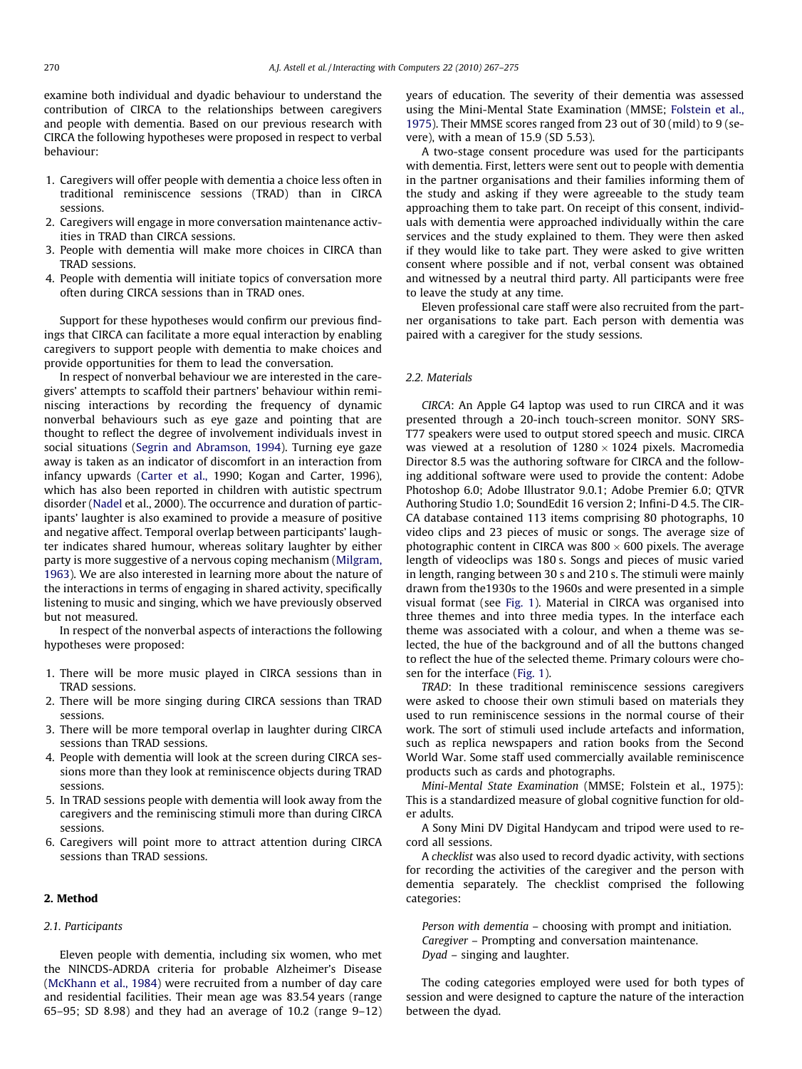examine both individual and dyadic behaviour to understand the contribution of CIRCA to the relationships between caregivers and people with dementia. Based on our previous research with CIRCA the following hypotheses were proposed in respect to verbal behaviour:

1. Caregivers will offer people with dementia a choice less often in traditional reminiscence sessions (TRAD) than in CIRCA sessions.
2. Caregivers will engage in more conversation maintenance activities in TRAD than CIRCA sessions.
3. People with dementia will make more choices in CIRCA than TRAD sessions.
4. People with dementia will initiate topics of conversation more often during CIRCA sessions than in TRAD ones.

Support for these hypotheses would confirm our previous findings that CIRCA can facilitate a more equal interaction by enabling caregivers to support people with dementia to make choices and provide opportunities for them to lead the conversation.

In respect of nonverbal behaviour we are interested in the caregivers' attempts to scaffold their partners' behaviour within reminiscing interactions by recording the frequency of dynamic nonverbal behaviours such as eye gaze and pointing that are thought to reflect the degree of involvement individuals invest in social situations (Segrin and Abramson, 1994). Turning eye gaze away is taken as an indicator of discomfort in an interaction from infancy upwards (Carter et al., 1990; Kogan and Carter, 1996), which has also been reported in children with autistic spectrum disorder (Nadel et al., 2000). The occurrence and duration of participants' laughter is also examined to provide a measure of positive and negative affect. Temporal overlap between participants' laughter indicates shared humour, whereas solitary laughter by either party is more suggestive of a nervous coping mechanism (Milgram, 1963). We are also interested in learning more about the nature of the interactions in terms of engaging in shared activity, specifically listening to music and singing, which we have previously observed but not measured.

In respect of the nonverbal aspects of interactions the following hypotheses were proposed:

1. There will be more music played in CIRCA sessions than in TRAD sessions.
2. There will be more singing during CIRCA sessions than TRAD sessions.
3. There will be more temporal overlap in laughter during CIRCA sessions than TRAD sessions.
4. People with dementia will look at the screen during CIRCA sessions more than they look at reminiscence objects during TRAD sessions.
5. In TRAD sessions people with dementia will look away from the caregivers and the reminiscing stimuli more than during CIRCA sessions.
6. Caregivers will point more to attract attention during CIRCA sessions than TRAD sessions.

## 2. Method

### 2.1. Participants

Eleven people with dementia, including six women, who met the NINCDS-ADRDA criteria for probable Alzheimer's Disease (McKhann et al., 1984) were recruited from a number of day care and residential facilities. Their mean age was 83.54 years (range 65–95; SD 8.98) and they had an average of 10.2 (range 9–12) years of education. The severity of their dementia was assessed using the Mini-Mental State Examination (MMSE; Folstein et al., 1975). Their MMSE scores ranged from 23 out of 30 (mild) to 9 (severe), with a mean of 15.9 (SD 5.53).

A two-stage consent procedure was used for the participants with dementia. First, letters were sent out to people with dementia in the partner organisations and their families informing them of the study and asking if they were agreeable to the study team approaching them to take part. On receipt of this consent, individuals with dementia were approached individually within the care services and the study explained to them. They were then asked if they would like to take part. They were asked to give written consent where possible and if not, verbal consent was obtained and witnessed by a neutral third party. All participants were free to leave the study at any time.

Eleven professional care staff were also recruited from the partner organisations to take part. Each person with dementia was paired with a caregiver for the study sessions.

### 2.2. Materials

*CIRCA*: An Apple G4 laptop was used to run CIRCA and it was presented through a 20-inch touch-screen monitor. SONY SRS-T77 speakers were used to output stored speech and music. CIRCA was viewed at a resolution of 1280 × 1024 pixels. Macromedia Director 8.5 was the authoring software for CIRCA and the following additional software were used to provide the content: Adobe Photoshop 6.0; Adobe Illustrator 9.0.1; Adobe Premier 6.0; QTVR Authoring Studio 1.0; SoundEdit 16 version 2; Infini-D 4.5. The CIRCA database contained 113 items comprising 80 photographs, 10 video clips and 23 pieces of music or songs. The average size of photographic content in CIRCA was 800 × 600 pixels. The average length of videoclips was 180 s. Songs and pieces of music varied in length, ranging between 30 s and 210 s. The stimuli were mainly drawn from the1930s to the 1960s and were presented in a simple visual format (see Fig. 1). Material in CIRCA was organised into three themes and into three media types. In the interface each theme was associated with a colour, and when a theme was selected, the hue of the background and of all the buttons changed to reflect the hue of the selected theme. Primary colours were chosen for the interface (Fig. 1).

*TRAD*: In these traditional reminiscence sessions caregivers were asked to choose their own stimuli based on materials they used to run reminiscence sessions in the normal course of their work. The sort of stimuli used include artefacts and information, such as replica newspapers and ration books from the Second World War. Some staff used commercially available reminiscence products such as cards and photographs.

*Mini-Mental State Examination* (MMSE; Folstein et al., 1975): This is a standardized measure of global cognitive function for older adults.

A Sony Mini DV Digital Handycam and tripod were used to record all sessions.

A *checklist* was also used to record dyadic activity, with sections for recording the activities of the caregiver and the person with dementia separately. The checklist comprised the following categories:

*Person with dementia* – choosing with prompt and initiation.
*Caregiver* – Prompting and conversation maintenance.
*Dyad* – singing and laughter.

The coding categories employed were used for both types of session and were designed to capture the nature of the interaction between the dyad.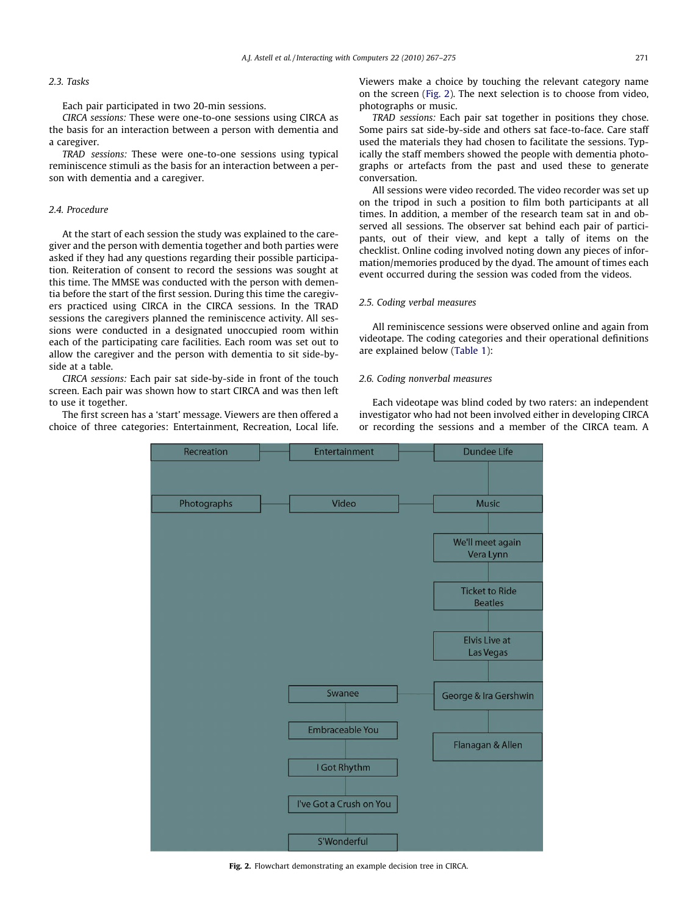### 2.3. Tasks

Each pair participated in two 20-min sessions.

*CIRCA sessions:* These were one-to-one sessions using CIRCA as the basis for an interaction between a person with dementia and a caregiver.

*TRAD sessions:* These were one-to-one sessions using typical reminiscence stimuli as the basis for an interaction between a person with dementia and a caregiver.

### 2.4. Procedure

At the start of each session the study was explained to the caregiver and the person with dementia together and both parties were asked if they had any questions regarding their possible participation. Reiteration of consent to record the sessions was sought at this time. The MMSE was conducted with the person with dementia before the start of the first session. During this time the caregivers practiced using CIRCA in the CIRCA sessions. In the TRAD sessions the caregivers planned the reminiscence activity. All sessions were conducted in a designated unoccupied room within each of the participating care facilities. Each room was set out to allow the caregiver and the person with dementia to sit side-by-side at a table.

*CIRCA sessions:* Each pair sat side-by-side in front of the touch screen. Each pair was shown how to start CIRCA and was then left to use it together.

The first screen has a 'start' message. Viewers are then offered a choice of three categories: Entertainment, Recreation, Local life. Viewers make a choice by touching the relevant category name on the screen (Fig. 2). The next selection is to choose from video, photographs or music.

*TRAD sessions:* Each pair sat together in positions they chose. Some pairs sat side-by-side and others sat face-to-face. Care staff used the materials they had chosen to facilitate the sessions. Typically the staff members showed the people with dementia photographs or artefacts from the past and used these to generate conversation.

All sessions were video recorded. The video recorder was set up on the tripod in such a position to film both participants at all times. In addition, a member of the research team sat in and observed all sessions. The observer sat behind each pair of participants, out of their view, and kept a tally of items on the checklist. Online coding involved noting down any pieces of information/memories produced by the dyad. The amount of times each event occurred during the session was coded from the videos.

### 2.5. Coding verbal measures

All reminiscence sessions were observed online and again from videotape. The coding categories and their operational definitions are explained below (Table 1):

### 2.6. Coding nonverbal measures

Each videotape was blind coded by two raters: an independent investigator who had not been involved either in developing CIRCA or recording the sessions and a member of the CIRCA team. A

Recreation — Entertainment — Dundee Life

Photographs — Video — Music

We'll meet again Vera Lynn

Ticket to Ride Beatles

Elvis Live at Las Vegas

George & Ira Gershwin — Swanee

Embraceable You

I Got Rhythm

I've Got a Crush on You

S'Wonderful

Flanagan & Allen

**Fig. 2.** Flowchart demonstrating an example decision tree in CIRCA.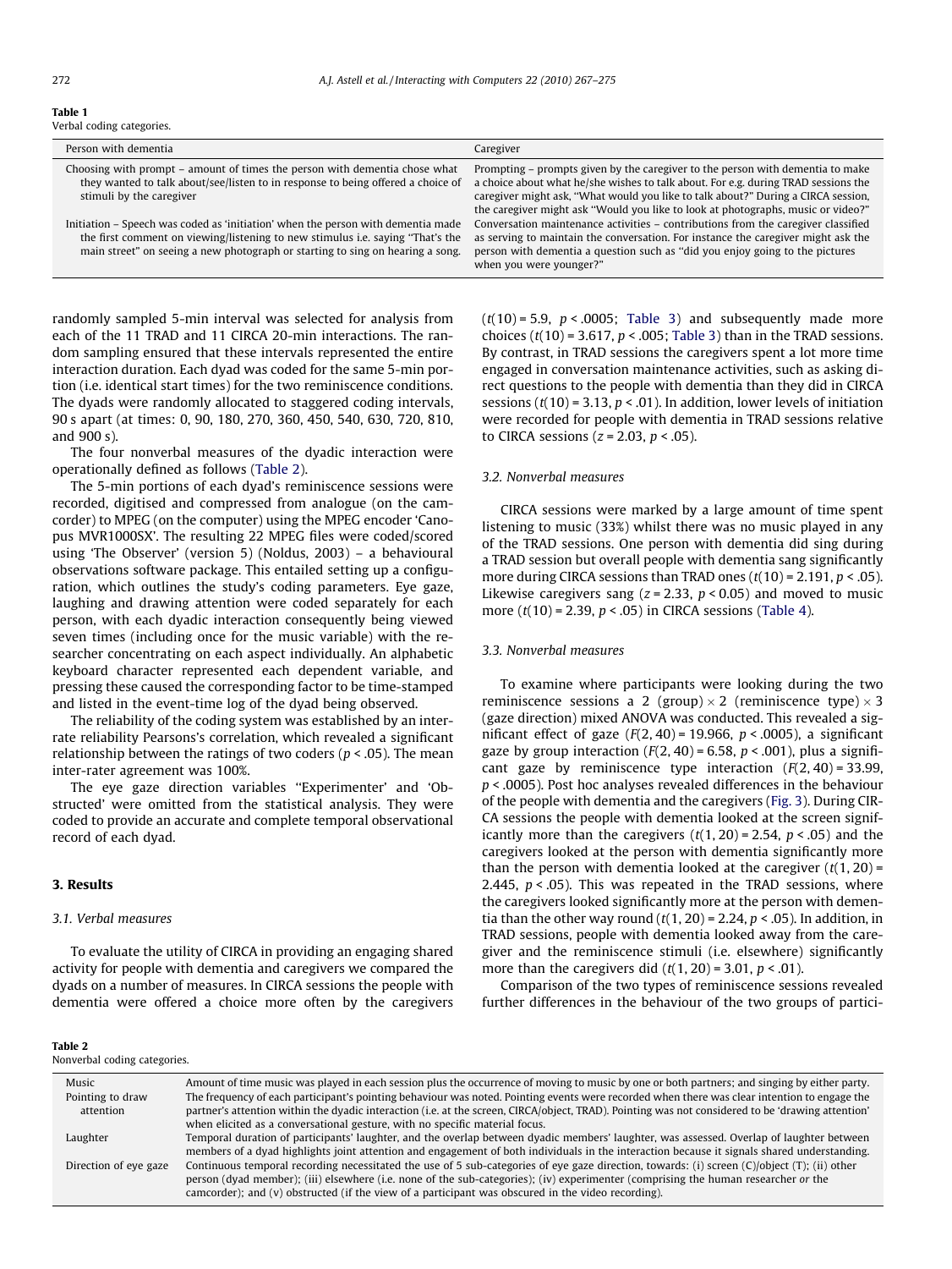**Table 1**
Verbal coding categories.

| Person with dementia | Caregiver |
|---|---|
| Choosing with prompt – amount of times the person with dementia chose what they wanted to talk about/see/listen to in response to being offered a choice of stimuli by the caregiver | Prompting – prompts given by the caregiver to the person with dementia to make a choice about what he/she wishes to talk about. For e.g. during TRAD sessions the caregiver might ask, "What would you like to talk about?" During a CIRCA session, the caregiver might ask "Would you like to look at photographs, music or video?" |
| Initiation – Speech was coded as 'initiation' when the person with dementia made the first comment on viewing/listening to new stimulus i.e. saying "That's the main street" on seeing a new photograph or starting to sing on hearing a song. | Conversation maintenance activities – contributions from the caregiver classified as serving to maintain the conversation. For instance the caregiver might ask the person with dementia a question such as "did you enjoy going to the pictures when you were younger?" |

randomly sampled 5-min interval was selected for analysis from each of the 11 TRAD and 11 CIRCA 20-min interactions. The random sampling ensured that these intervals represented the entire interaction duration. Each dyad was coded for the same 5-min portion (i.e. identical start times) for the two reminiscence conditions. The dyads were randomly allocated to staggered coding intervals, 90 s apart (at times: 0, 90, 180, 270, 360, 450, 540, 630, 720, 810, and 900 s).

The four nonverbal measures of the dyadic interaction were operationally defined as follows (Table 2).

The 5-min portions of each dyad's reminiscence sessions were recorded, digitised and compressed from analogue (on the camcorder) to MPEG (on the computer) using the MPEG encoder 'Canopus MVR1000SX'. The resulting 22 MPEG files were coded/scored using 'The Observer' (version 5) (Noldus, 2003) – a behavioural observations software package. This entailed setting up a configuration, which outlines the study's coding parameters. Eye gaze, laughing and drawing attention were coded separately for each person, with each dyadic interaction consequently being viewed seven times (including once for the music variable) with the researcher concentrating on each aspect individually. An alphabetic keyboard character represented each dependent variable, and pressing these caused the corresponding factor to be time-stamped and listed in the event-time log of the dyad being observed.

The reliability of the coding system was established by an inter-rate reliability Pearsons's correlation, which revealed a significant relationship between the ratings of two coders ($p < .05$). The mean inter-rater agreement was 100%.

The eye gaze direction variables "Experimenter' and 'Obstructed' were omitted from the statistical analysis. They were coded to provide an accurate and complete temporal observational record of each dyad.

## 3. Results

### 3.1. Verbal measures

To evaluate the utility of CIRCA in providing an engaging shared activity for people with dementia and caregivers we compared the dyads on a number of measures. In CIRCA sessions the people with dementia were offered a choice more often by the caregivers ($t(10) = 5.9$, $p < .0005$; Table 3) and subsequently made more choices ($t(10) = 3.617$, $p < .005$; Table 3) than in the TRAD sessions. By contrast, in TRAD sessions the caregivers spent a lot more time engaged in conversation maintenance activities, such as asking direct questions to the people with dementia than they did in CIRCA sessions ($t(10) = 3.13$, $p < .01$). In addition, lower levels of initiation were recorded for people with dementia in TRAD sessions relative to CIRCA sessions ($z = 2.03$, $p < .05$).

### 3.2. Nonverbal measures

CIRCA sessions were marked by a large amount of time spent listening to music (33%) whilst there was no music played in any of the TRAD sessions. One person with dementia did sing during a TRAD session but overall people with dementia sang significantly more during CIRCA sessions than TRAD ones ($t(10) = 2.191$, $p < .05$). Likewise caregivers sang ($z = 2.33$, $p < 0.05$) and moved to music more ($t(10) = 2.39$, $p < .05$) in CIRCA sessions (Table 4).

### 3.3. Nonverbal measures

To examine where participants were looking during the two reminiscence sessions a 2 (group) $\times$ 2 (reminiscence type) $\times$ 3 (gaze direction) mixed ANOVA was conducted. This revealed a significant effect of gaze ($F(2, 40) = 19.966$, $p < .0005$), a significant gaze by group interaction ($F(2, 40) = 6.58$, $p < .001$), plus a significant gaze by reminiscence type interaction ($F(2, 40) = 33.99$, $p < .0005$). Post hoc analyses revealed differences in the behaviour of the people with dementia and the caregivers (Fig. 3). During CIRCA sessions the people with dementia looked at the screen significantly more than the caregivers ($t(1, 20) = 2.54$, $p < .05$) and the caregivers looked at the person with dementia significantly more than the person with dementia looked at the caregiver ($t(1, 20) = 2.445$, $p < .05$). This was repeated in the TRAD sessions, where the caregivers looked significantly more at the person with dementia than the other way round ($t(1, 20) = 2.24$, $p < .05$). In addition, in TRAD sessions, people with dementia looked away from the caregiver and the reminiscence stimuli (i.e. elsewhere) significantly more than the caregivers did ($t(1, 20) = 3.01$, $p < .01$).

Comparison of the two types of reminiscence sessions revealed further differences in the behaviour of the two groups of partici-

**Table 2**
Nonverbal coding categories.

| | |
|---|---|
| Music | Amount of time music was played in each session plus the occurrence of moving to music by one or both partners; and singing by either party. |
| Pointing to draw attention | The frequency of each participant's pointing behaviour was noted. Pointing events were recorded when there was clear intention to engage the partner's attention within the dyadic interaction (i.e. at the screen, CIRCA/object, TRAD). Pointing was not considered to be 'drawing attention' when elicited as a conversational gesture, with no specific material focus. |
| Laughter | Temporal duration of participants' laughter, and the overlap between dyadic members' laughter, was assessed. Overlap of laughter between members of a dyad highlights joint attention and engagement of both individuals in the interaction because it signals shared understanding. |
| Direction of eye gaze | Continuous temporal recording necessitated the use of 5 sub-categories of eye gaze direction, towards: (i) screen (C)/object (T); (ii) other person (dyad member); (iii) elsewhere (i.e. none of the sub-categories); (iv) experimenter (comprising the human researcher *or* the camcorder); and (v) obstructed (if the view of a participant was obscured in the video recording). |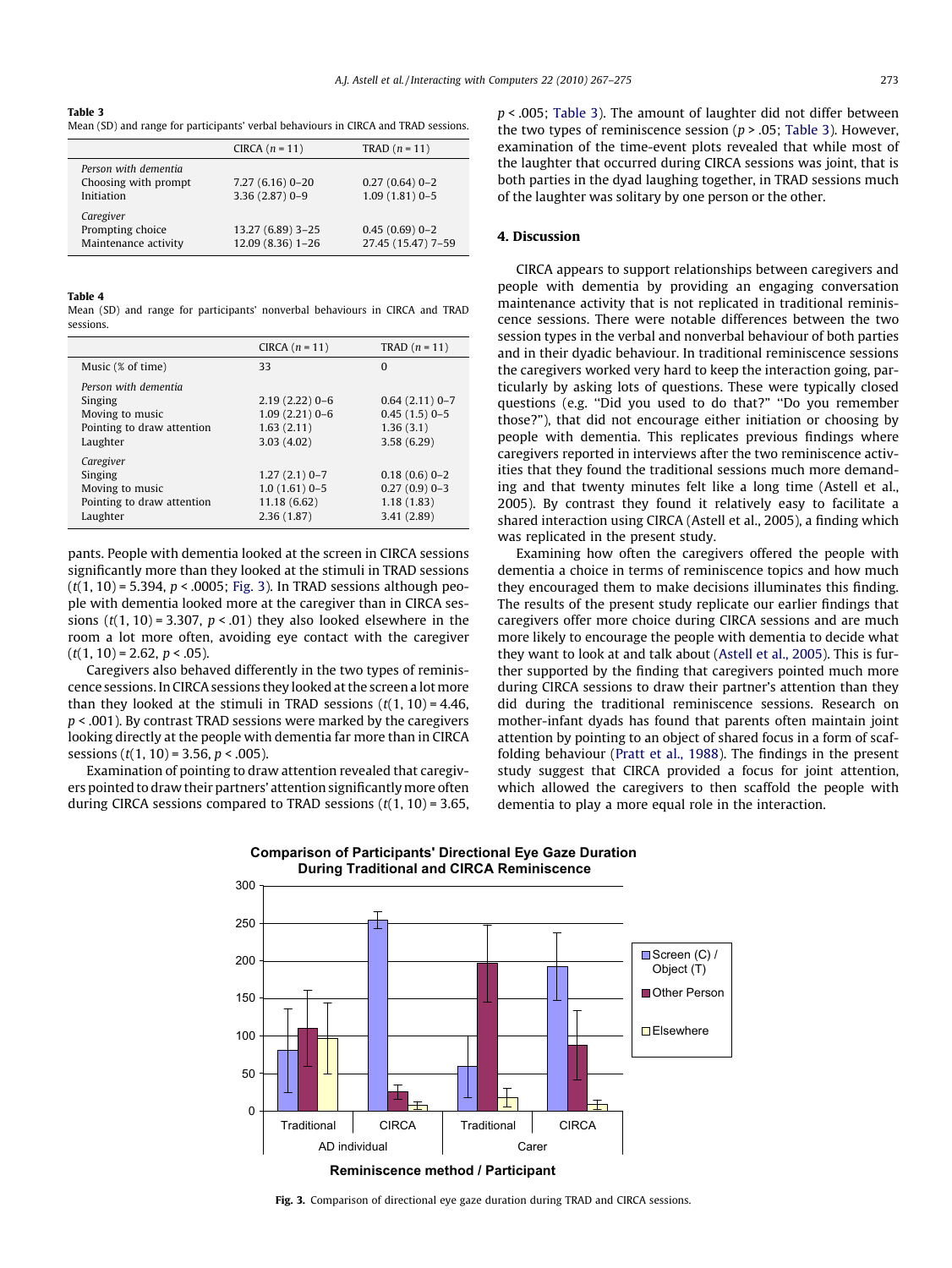**Table 3**
Mean (SD) and range for participants' verbal behaviours in CIRCA and TRAD sessions.

| | CIRCA ($n$ = 11) | TRAD ($n$ = 11) |
|---|---|---|
| *Person with dementia* | | |
| Choosing with prompt | 7.27 (6.16) 0–20 | 0.27 (0.64) 0–2 |
| Initiation | 3.36 (2.87) 0–9 | 1.09 (1.81) 0–5 |
| *Caregiver* | | |
| Prompting choice | 13.27 (6.89) 3–25 | 0.45 (0.69) 0–2 |
| Maintenance activity | 12.09 (8.36) 1–26 | 27.45 (15.47) 7–59 |

**Table 4**
Mean (SD) and range for participants' nonverbal behaviours in CIRCA and TRAD sessions.

| | CIRCA ($n$ = 11) | TRAD ($n$ = 11) |
|---|---|---|
| Music (% of time) | 33 | 0 |
| *Person with dementia* | | |
| Singing | 2.19 (2.22) 0–6 | 0.64 (2.11) 0–7 |
| Moving to music | 1.09 (2.21) 0–6 | 0.45 (1.5) 0–5 |
| Pointing to draw attention | 1.63 (2.11) | 1.36 (3.1) |
| Laughter | 3.03 (4.02) | 3.58 (6.29) |
| *Caregiver* | | |
| Singing | 1.27 (2.1) 0–7 | 0.18 (0.6) 0–2 |
| Moving to music | 1.0 (1.61) 0–5 | 0.27 (0.9) 0–3 |
| Pointing to draw attention | 11.18 (6.62) | 1.18 (1.83) |
| Laughter | 2.36 (1.87) | 3.41 (2.89) |

pants. People with dementia looked at the screen in CIRCA sessions significantly more than they looked at the stimuli in TRAD sessions ($t(1, 10) = 5.394$, $p < .0005$; Fig. 3). In TRAD sessions although people with dementia looked more at the caregiver than in CIRCA sessions ($t(1, 10) = 3.307$, $p < .01$) they also looked elsewhere in the room a lot more often, avoiding eye contact with the caregiver ($t(1, 10) = 2.62$, $p < .05$).

Caregivers also behaved differently in the two types of reminiscence sessions. In CIRCA sessions they looked at the screen a lot more than they looked at the stimuli in TRAD sessions ($t(1, 10) = 4.46$, $p < .001$). By contrast TRAD sessions were marked by the caregivers looking directly at the people with dementia far more than in CIRCA sessions ($t(1, 10) = 3.56$, $p < .005$).

Examination of pointing to draw attention revealed that caregivers pointed to draw their partners' attention significantly more often during CIRCA sessions compared to TRAD sessions ($t(1, 10) = 3.65$, $p < .005$; Table 3). The amount of laughter did not differ between the two types of reminiscence session ($p > .05$; Table 3). However, examination of the time-event plots revealed that while most of the laughter that occurred during CIRCA sessions was joint, that is both parties in the dyad laughing together, in TRAD sessions much of the laughter was solitary by one person or the other.

## 4. Discussion

CIRCA appears to support relationships between caregivers and people with dementia by providing an engaging conversation maintenance activity that is not replicated in traditional reminiscence sessions. There were notable differences between the two session types in the verbal and nonverbal behaviour of both parties and in their dyadic behaviour. In traditional reminiscence sessions the caregivers worked very hard to keep the interaction going, particularly by asking lots of questions. These were typically closed questions (e.g. "Did you used to do that?" "Do you remember those?"), that did not encourage either initiation or choosing by people with dementia. This replicates previous findings where caregivers reported in interviews after the two reminiscence activities that they found the traditional sessions much more demanding and that twenty minutes felt like a long time (Astell et al., 2005). By contrast they found it relatively easy to facilitate a shared interaction using CIRCA (Astell et al., 2005), a finding which was replicated in the present study.

Examining how often the caregivers offered the people with dementia a choice in terms of reminiscence topics and how much they encouraged them to make decisions illuminates this finding. The results of the present study replicate our earlier findings that caregivers offer more choice during CIRCA sessions and are much more likely to encourage the people with dementia to decide what they want to look at and talk about (Astell et al., 2005). This is further supported by the finding that caregivers pointed much more during CIRCA sessions to draw their partner's attention than they did during the traditional reminiscence sessions. Research on mother-infant dyads has found that parents often maintain joint attention by pointing to an object of shared focus in a form of scaffolding behaviour (Pratt et al., 1988). The findings in the present study suggest that CIRCA provided a focus for joint attention, which allowed the caregivers to then scaffold the people with dementia to play a more equal role in the interaction.

**Comparison of Participants' Directional Eye Gaze Duration During Traditional and CIRCA Reminiscence**

**Fig. 3.** Comparison of directional eye gaze duration during TRAD and CIRCA sessions.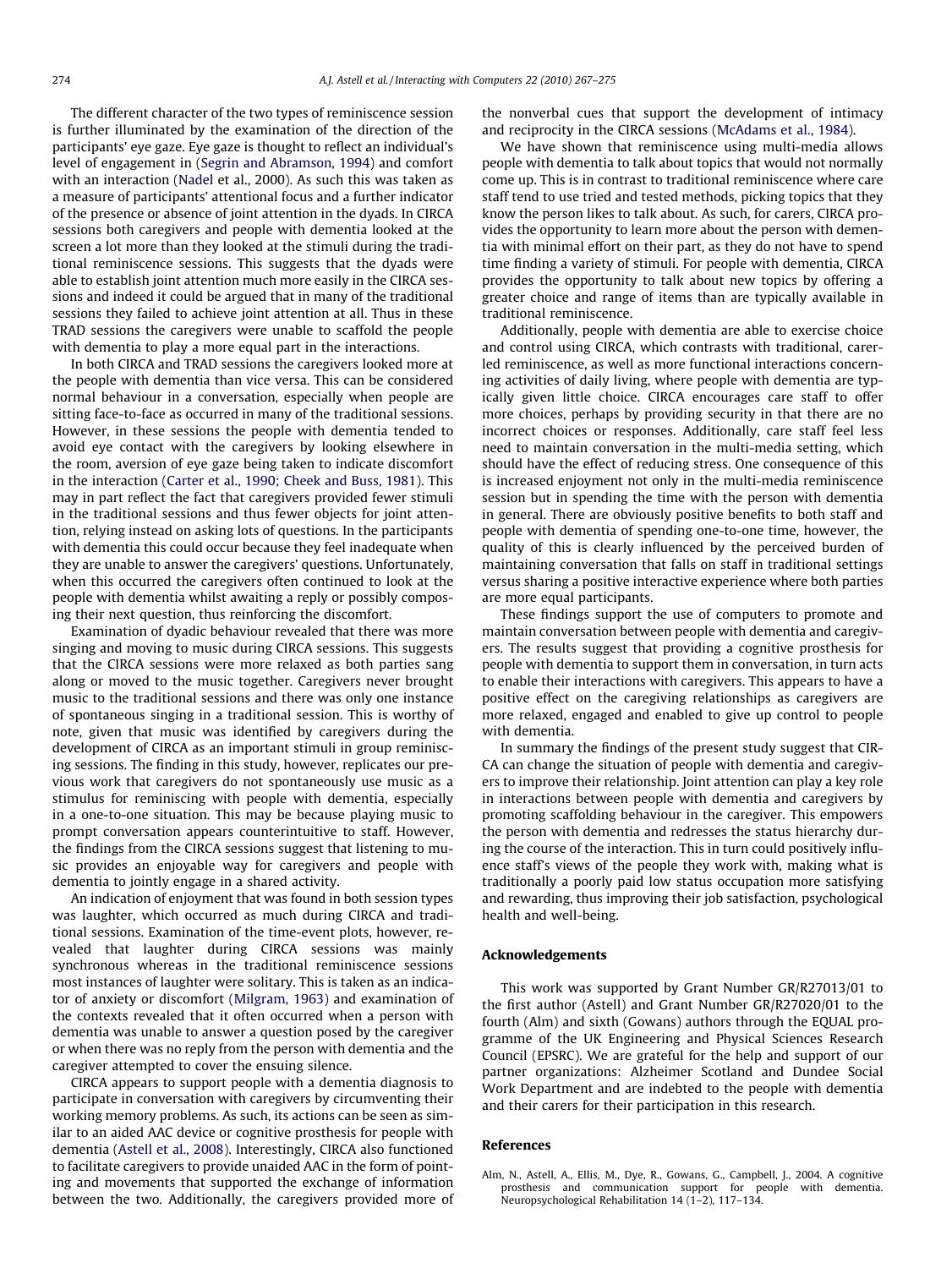The different character of the two types of reminiscence session is further illuminated by the examination of the direction of the participants' eye gaze. Eye gaze is thought to reflect an individual's level of engagement in (Segrin and Abramson, 1994) and comfort with an interaction (Nadel et al., 2000). As such this was taken as a measure of participants' attentional focus and a further indicator of the presence or absence of joint attention in the dyads. In CIRCA sessions both caregivers and people with dementia looked at the screen a lot more than they looked at the stimuli during the traditional reminiscence sessions. This suggests that the dyads were able to establish joint attention much more easily in the CIRCA sessions and indeed it could be argued that in many of the traditional sessions they failed to achieve joint attention at all. Thus in these TRAD sessions the caregivers were unable to scaffold the people with dementia to play a more equal part in the interactions.

In both CIRCA and TRAD sessions the caregivers looked more at the people with dementia than vice versa. This can be considered normal behaviour in a conversation, especially when people are sitting face-to-face as occurred in many of the traditional sessions. However, in these sessions the people with dementia tended to avoid eye contact with the caregivers by looking elsewhere in the room, aversion of eye gaze being taken to indicate discomfort in the interaction (Carter et al., 1990; Cheek and Buss, 1981). This may in part reflect the fact that caregivers provided fewer stimuli in the traditional sessions and thus fewer objects for joint attention, relying instead on asking lots of questions. In the participants with dementia this could occur because they feel inadequate when they are unable to answer the caregivers' questions. Unfortunately, when this occurred the caregivers often continued to look at the people with dementia whilst awaiting a reply or possibly composing their next question, thus reinforcing the discomfort.

Examination of dyadic behaviour revealed that there was more singing and moving to music during CIRCA sessions. This suggests that the CIRCA sessions were more relaxed as both parties sang along or moved to the music together. Caregivers never brought music to the traditional sessions and there was only one instance of spontaneous singing in a traditional session. This is worthy of note, given that music was identified by caregivers during the development of CIRCA as an important stimuli in group reminiscing sessions. The finding in this study, however, replicates our previous work that caregivers do not spontaneously use music as a stimulus for reminiscing with people with dementia, especially in a one-to-one situation. This may be because playing music to prompt conversation appears counterintuitive to staff. However, the findings from the CIRCA sessions suggest that listening to music provides an enjoyable way for caregivers and people with dementia to jointly engage in a shared activity.

An indication of enjoyment that was found in both session types was laughter, which occurred as much during CIRCA and traditional sessions. Examination of the time-event plots, however, revealed that laughter during CIRCA sessions was mainly synchronous whereas in the traditional reminiscence sessions most instances of laughter were solitary. This is taken as an indicator of anxiety or discomfort (Milgram, 1963) and examination of the contexts revealed that it often occurred when a person with dementia was unable to answer a question posed by the caregiver or when there was no reply from the person with dementia and the caregiver attempted to cover the ensuing silence.

CIRCA appears to support people with a dementia diagnosis to participate in conversation with caregivers by circumventing their working memory problems. As such, its actions can be seen as similar to an aided AAC device or cognitive prosthesis for people with dementia (Astell et al., 2008). Interestingly, CIRCA also functioned to facilitate caregivers to provide unaided AAC in the form of pointing and movements that supported the exchange of information between the two. Additionally, the caregivers provided more of the nonverbal cues that support the development of intimacy and reciprocity in the CIRCA sessions (McAdams et al., 1984).

We have shown that reminiscence using multi-media allows people with dementia to talk about topics that would not normally come up. This is in contrast to traditional reminiscence where care staff tend to use tried and tested methods, picking topics that they know the person likes to talk about. As such, for carers, CIRCA provides the opportunity to learn more about the person with dementia with minimal effort on their part, as they do not have to spend time finding a variety of stimuli. For people with dementia, CIRCA provides the opportunity to talk about new topics by offering a greater choice and range of items than are typically available in traditional reminiscence.

Additionally, people with dementia are able to exercise choice and control using CIRCA, which contrasts with traditional, carer-led reminiscence, as well as more functional interactions concerning activities of daily living, where people with dementia are typically given little choice. CIRCA encourages care staff to offer more choices, perhaps by providing security in that there are no incorrect choices or responses. Additionally, care staff feel less need to maintain conversation in the multi-media setting, which should have the effect of reducing stress. One consequence of this is increased enjoyment not only in the multi-media reminiscence session but in spending the time with the person with dementia in general. There are obviously positive benefits to both staff and people with dementia of spending one-to-one time, however, the quality of this is clearly influenced by the perceived burden of maintaining conversation that falls on staff in traditional settings versus sharing a positive interactive experience where both parties are more equal participants.

These findings support the use of computers to promote and maintain conversation between people with dementia and caregivers. The results suggest that providing a cognitive prosthesis for people with dementia to support them in conversation, in turn acts to enable their interactions with caregivers. This appears to have a positive effect on the caregiving relationships as caregivers are more relaxed, engaged and enabled to give up control to people with dementia.

In summary the findings of the present study suggest that CIRCA can change the situation of people with dementia and caregivers to improve their relationship. Joint attention can play a key role in interactions between people with dementia and caregivers by promoting scaffolding behaviour in the caregiver. This empowers the person with dementia and redresses the status hierarchy during the course of the interaction. This in turn could positively influence staff's views of the people they work with, making what is traditionally a poorly paid low status occupation more satisfying and rewarding, thus improving their job satisfaction, psychological health and well-being.

## Acknowledgements

This work was supported by Grant Number GR/R27013/01 to the first author (Astell) and Grant Number GR/R27020/01 to the fourth (Alm) and sixth (Gowans) authors through the EQUAL programme of the UK Engineering and Physical Sciences Research Council (EPSRC). We are grateful for the help and support of our partner organizations: Alzheimer Scotland and Dundee Social Work Department and are indebted to the people with dementia and their carers for their participation in this research.

## References

Alm, N., Astell, A., Ellis, M., Dye, R., Gowans, G., Campbell, J., 2004. A cognitive prosthesis and communication support for people with dementia. Neuropsychological Rehabilitation 14 (1–2), 117–134.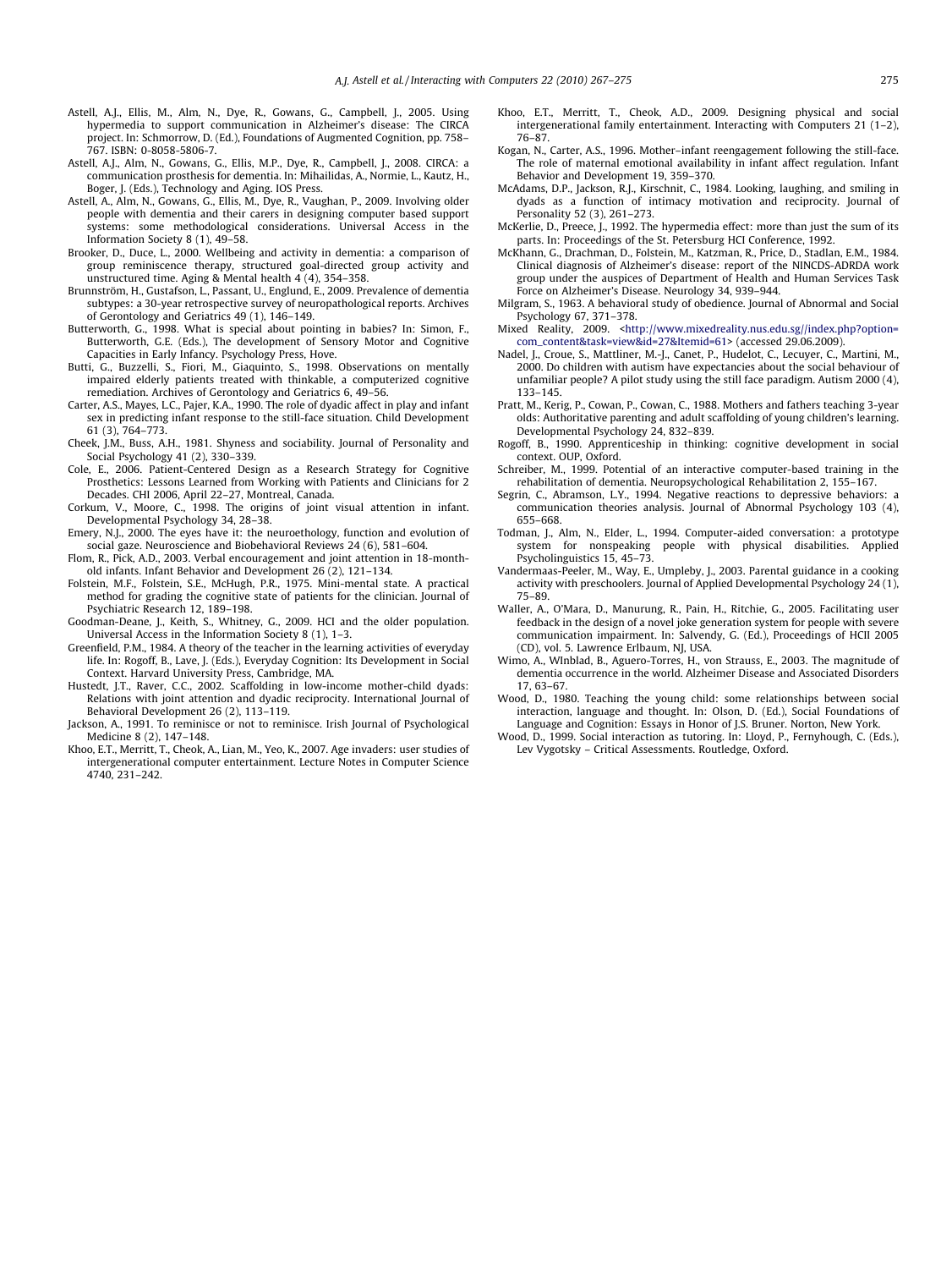Astell, A.J., Ellis, M., Alm, N., Dye, R., Gowans, G., Campbell, J., 2005. Using hypermedia to support communication in Alzheimer's disease: The CIRCA project. In: Schmorrow, D. (Ed.), Foundations of Augmented Cognition, pp. 758–767. ISBN: 0-8058-5806-7.

Astell, A.J., Alm, N., Gowans, G., Ellis, M.P., Dye, R., Campbell, J., 2008. CIRCA: a communication prosthesis for dementia. In: Mihailidas, A., Normie, L., Kautz, H., Boger, J. (Eds.), Technology and Aging. IOS Press.

Astell, A., Alm, N., Gowans, G., Ellis, M., Dye, R., Vaughan, P., 2009. Involving older people with dementia and their carers in designing computer based support systems: some methodological considerations. Universal Access in the Information Society 8 (1), 49–58.

Brooker, D., Duce, L., 2000. Wellbeing and activity in dementia: a comparison of group reminiscence therapy, structured goal-directed group activity and unstructured time. Aging & Mental health 4 (4), 354–358.

Brunnström, H., Gustafson, L., Passant, U., Englund, E., 2009. Prevalence of dementia subtypes: a 30-year retrospective survey of neuropathological reports. Archives of Gerontology and Geriatrics 49 (1), 146–149.

Butterworth, G., 1998. What is special about pointing in babies? In: Simon, F., Butterworth, G.E. (Eds.), The development of Sensory Motor and Cognitive Capacities in Early Infancy. Psychology Press, Hove.

Butti, G., Buzzelli, S., Fiori, M., Giaquinto, S., 1998. Observations on mentally impaired elderly patients treated with thinkable, a computerized cognitive remediation. Archives of Gerontology and Geriatrics 6, 49–56.

Carter, A.S., Mayes, L.C., Pajer, K.A., 1990. The role of dyadic affect in play and infant sex in predicting infant response to the still-face situation. Child Development 61 (3), 764–773.

Cheek, J.M., Buss, A.H., 1981. Shyness and sociability. Journal of Personality and Social Psychology 41 (2), 330–339.

Cole, E., 2006. Patient-Centered Design as a Research Strategy for Cognitive Prosthetics: Lessons Learned from Working with Patients and Clinicians for 2 Decades. CHI 2006, April 22–27, Montreal, Canada.

Corkum, V., Moore, C., 1998. The origins of joint visual attention in infant. Developmental Psychology 34, 28–38.

Emery, N.J., 2000. The eyes have it: the neuroethology, function and evolution of social gaze. Neuroscience and Biobehavioral Reviews 24 (6), 581–604.

Flom, R., Pick, A.D., 2003. Verbal encouragement and joint attention in 18-month-old infants. Infant Behavior and Development 26 (2), 121–134.

Folstein, M.F., Folstein, S.E., McHugh, P.R., 1975. Mini-mental state. A practical method for grading the cognitive state of patients for the clinician. Journal of Psychiatric Research 12, 189–198.

Goodman-Deane, J., Keith, S., Whitney, G., 2009. HCI and the older population. Universal Access in the Information Society 8 (1), 1–3.

Greenfield, P.M., 1984. A theory of the teacher in the learning activities of everyday life. In: Rogoff, B., Lave, J. (Eds.), Everyday Cognition: Its Development in Social Context. Harvard University Press, Cambridge, MA.

Hustedt, J.T., Raver, C.C., 2002. Scaffolding in low-income mother-child dyads: Relations with joint attention and dyadic reciprocity. International Journal of Behavioral Development 26 (2), 113–119.

Jackson, A., 1991. To reminisce or not to reminisce. Irish Journal of Psychological Medicine 8 (2), 147–148.

Khoo, E.T., Merritt, T., Cheok, A., Lian, M., Yeo, K., 2007. Age invaders: user studies of intergenerational computer entertainment. Lecture Notes in Computer Science 4740, 231–242.

Khoo, E.T., Merritt, T., Cheok, A.D., 2009. Designing physical and social intergenerational family entertainment. Interacting with Computers 21 (1–2), 76–87.

Kogan, N., Carter, A.S., 1996. Mother–infant reengagement following the still-face. The role of maternal emotional availability in infant affect regulation. Infant Behavior and Development 19, 359–370.

McAdams, D.P., Jackson, R.J., Kirschnit, C., 1984. Looking, laughing, and smiling in dyads as a function of intimacy motivation and reciprocity. Journal of Personality 52 (3), 261–273.

McKerlie, D., Preece, J., 1992. The hypermedia effect: more than just the sum of its parts. In: Proceedings of the St. Petersburg HCI Conference, 1992.

McKhann, G., Drachman, D., Folstein, M., Katzman, R., Price, D., Stadlan, E.M., 1984. Clinical diagnosis of Alzheimer's disease: report of the NINCDS-ADRDA work group under the auspices of Department of Health and Human Services Task Force on Alzheimer's Disease. Neurology 34, 939–944.

Milgram, S., 1963. A behavioral study of obedience. Journal of Abnormal and Social Psychology 67, 371–378.

Mixed Reality, 2009. <http://www.mixedreality.nus.edu.sg//index.php?option=com_content&task=view&id=27&Itemid=61> (accessed 29.06.2009).

Nadel, J., Croue, S., Mattliner, M.-J., Canet, P., Hudelot, C., Lecuyer, C., Martini, M., 2000. Do children with autism have expectancies about the social behaviour of unfamiliar people? A pilot study using the still face paradigm. Autism 2000 (4), 133–145.

Pratt, M., Kerig, P., Cowan, P., Cowan, C., 1988. Mothers and fathers teaching 3-year olds: Authoritative parenting and adult scaffolding of young children's learning. Developmental Psychology 24, 832–839.

Rogoff, B., 1990. Apprenticeship in thinking: cognitive development in social context. OUP, Oxford.

Schreiber, M., 1999. Potential of an interactive computer-based training in the rehabilitation of dementia. Neuropsychological Rehabilitation 2, 155–167.

Segrin, C., Abramson, L.Y., 1994. Negative reactions to depressive behaviors: a communication theories analysis. Journal of Abnormal Psychology 103 (4), 655–668.

Todman, J., Alm, N., Elder, L., 1994. Computer-aided conversation: a prototype system for nonspeaking people with physical disabilities. Applied Psycholinguistics 15, 45–73.

Vandermaas-Peeler, M., Way, E., Umpleby, J., 2003. Parental guidance in a cooking activity with preschoolers. Journal of Applied Developmental Psychology 24 (1), 75–89.

Waller, A., O'Mara, D., Manurung, R., Pain, H., Ritchie, G., 2005. Facilitating user feedback in the design of a novel joke generation system for people with severe communication impairment. In: Salvendy, G. (Ed.), Proceedings of HCII 2005 (CD), vol. 5. Lawrence Erlbaum, NJ, USA.

Wimo, A., WInblad, B., Aguero-Torres, H., von Strauss, E., 2003. The magnitude of dementia occurrence in the world. Alzheimer Disease and Associated Disorders 17, 63–67.

Wood, D., 1980. Teaching the young child: some relationships between social interaction, language and thought. In: Olson, D. (Ed.), Social Foundations of Language and Cognition: Essays in Honor of J.S. Bruner. Norton, New York.

Wood, D., 1999. Social interaction as tutoring. In: Lloyd, P., Fernyhough, C. (Eds.), Lev Vygotsky – Critical Assessments. Routledge, Oxford.